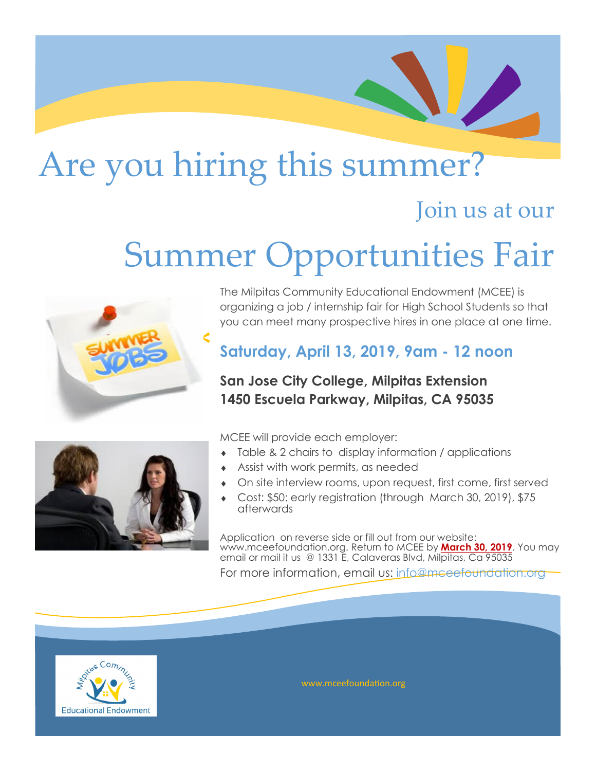# Are you hiring this summer?

## Join us at our

# Summer Opportunities Fair

The Milpitas Community Educational Endowment (MCEE) is organizing a job / internship fair for High School Students so that you can meet many prospective hires in one place at one time.

### Saturday, April 13, 2019, 9am - 12 noon

**San Jose City College, Milpitas Extension**
**1450 Escuela Parkway, Milpitas, CA 95035**

MCEE will provide each employer:

- Table & 2 chairs to display information / applications
- Assist with work permits, as needed
- On site interview rooms, upon request, first come, first served
- Cost: $50: early registration (through March 30, 2019), $75 afterwards

Application on reverse side or fill out from our website: www.mceefoundation.org. Return to MCEE by **March 30, 2019**. You may email or mail it us @ 1331 E, Calaveras Blvd, Milpitas, Ca 95035

For more information, email us: info@mceefoundation.org

Milpitas Community Educational Endowment

www.mceefoundation.org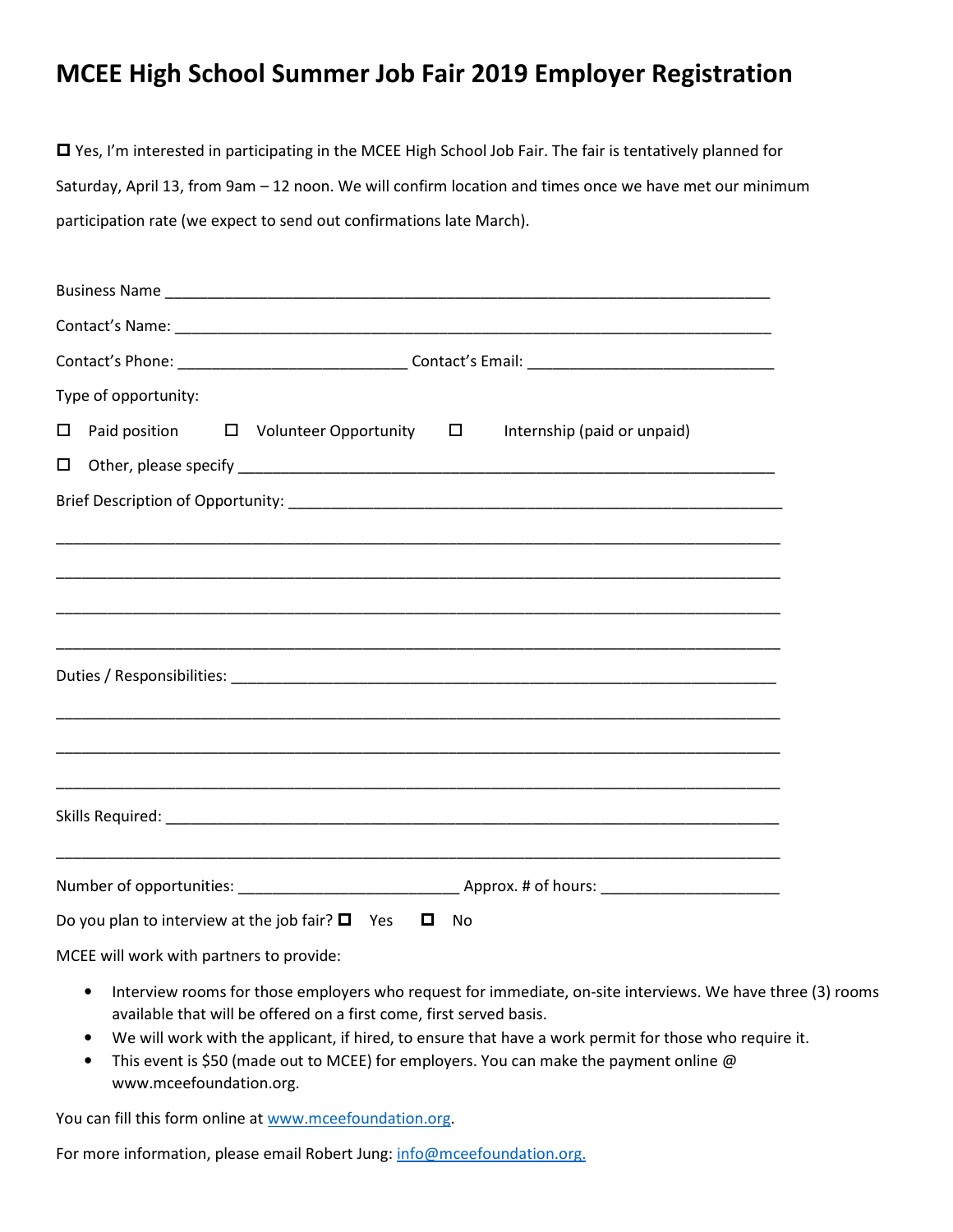# MCEE High School Summer Job Fair 2019 Employer Registration

☐ Yes, I'm interested in participating in the MCEE High School Job Fair. The fair is tentatively planned for Saturday, April 13, from 9am – 12 noon. We will confirm location and times once we have met our minimum participation rate (we expect to send out confirmations late March).

Business Name ___________________________________________________________________________

Contact's Name: __________________________________________________________________________

Contact's Phone: ____________________________ Contact's Email: ______________________________

Type of opportunity:

☐ Paid position ☐ Volunteer Opportunity ☐ Internship (paid or unpaid)

☐ Other, please specify ____________________________________________________________________

Brief Description of Opportunity: ____________________________________________________________

_________________________________________________________________________________________

_________________________________________________________________________________________

_________________________________________________________________________________________

_________________________________________________________________________________________

Duties / Responsibilities: ___________________________________________________________________

_________________________________________________________________________________________

_________________________________________________________________________________________

_________________________________________________________________________________________

Skills Required: ___________________________________________________________________________

_________________________________________________________________________________________

Number of opportunities: ___________________________ Approx. # of hours: ______________________

Do you plan to interview at the job fair? ☐ Yes ☐ No

MCEE will work with partners to provide:

- Interview rooms for those employers who request for immediate, on-site interviews. We have three (3) rooms available that will be offered on a first come, first served basis.
- We will work with the applicant, if hired, to ensure that have a work permit for those who require it.
- This event is $50 (made out to MCEE) for employers. You can make the payment online @ www.mceefoundation.org.

You can fill this form online at www.mceefoundation.org.

For more information, please email Robert Jung: info@mceefoundation.org.